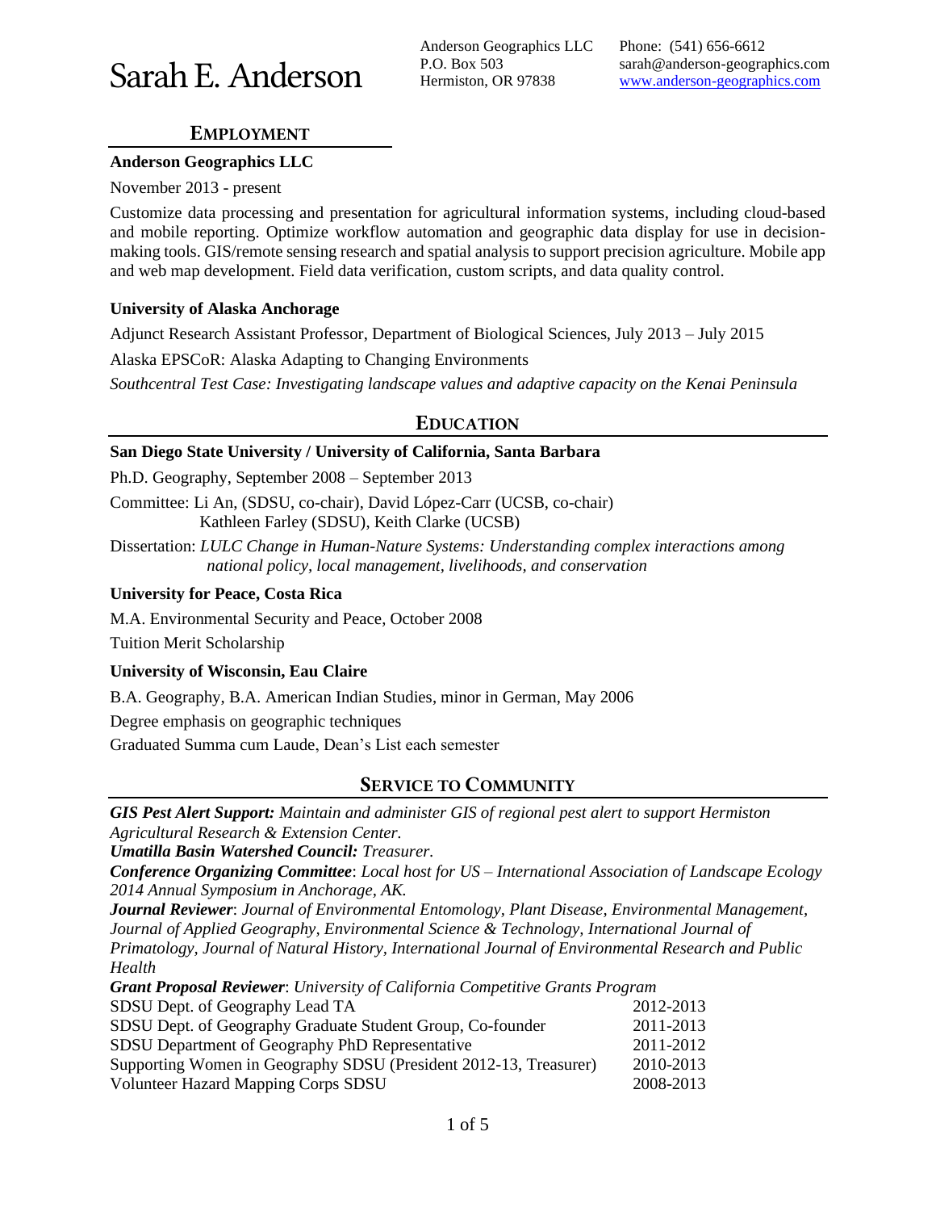# Sarah E. Anderson

Anderson Geographics LLC
P.O. Box 503
Hermiston, OR 97838

Phone: (541) 656-6612
sarah@anderson-geographics.com
www.anderson-geographics.com

## EMPLOYMENT

**Anderson Geographics LLC**

November 2013 - present

Customize data processing and presentation for agricultural information systems, including cloud-based and mobile reporting. Optimize workflow automation and geographic data display for use in decision-making tools. GIS/remote sensing research and spatial analysis to support precision agriculture. Mobile app and web map development. Field data verification, custom scripts, and data quality control.

**University of Alaska Anchorage**

Adjunct Research Assistant Professor, Department of Biological Sciences, July 2013 – July 2015

Alaska EPSCoR: Alaska Adapting to Changing Environments

*Southcentral Test Case: Investigating landscape values and adaptive capacity on the Kenai Peninsula*

## EDUCATION

**San Diego State University / University of California, Santa Barbara**

Ph.D. Geography, September 2008 – September 2013

Committee: Li An, (SDSU, co-chair), David López-Carr (UCSB, co-chair)
Kathleen Farley (SDSU), Keith Clarke (UCSB)

Dissertation: *LULC Change in Human-Nature Systems: Understanding complex interactions among national policy, local management, livelihoods, and conservation*

**University for Peace, Costa Rica**

M.A. Environmental Security and Peace, October 2008

Tuition Merit Scholarship

**University of Wisconsin, Eau Claire**

B.A. Geography, B.A. American Indian Studies, minor in German, May 2006

Degree emphasis on geographic techniques

Graduated Summa cum Laude, Dean's List each semester

## SERVICE TO COMMUNITY

***GIS Pest Alert Support:*** *Maintain and administer GIS of regional pest alert to support Hermiston Agricultural Research & Extension Center.*

***Umatilla Basin Watershed Council:*** *Treasurer.*

***Conference Organizing Committee***: *Local host for US – International Association of Landscape Ecology 2014 Annual Symposium in Anchorage, AK.*

***Journal Reviewer***: *Journal of Environmental Entomology, Plant Disease, Environmental Management, Journal of Applied Geography, Environmental Science & Technology, International Journal of Primatology, Journal of Natural History, International Journal of Environmental Research and Public Health*

***Grant Proposal Reviewer***: *University of California Competitive Grants Program*

| | |
|---|---|
| SDSU Dept. of Geography Lead TA | 2012-2013 |
| SDSU Dept. of Geography Graduate Student Group, Co-founder | 2011-2013 |
| SDSU Department of Geography PhD Representative | 2011-2012 |
| Supporting Women in Geography SDSU (President 2012-13, Treasurer) | 2010-2013 |
| Volunteer Hazard Mapping Corps SDSU | 2008-2013 |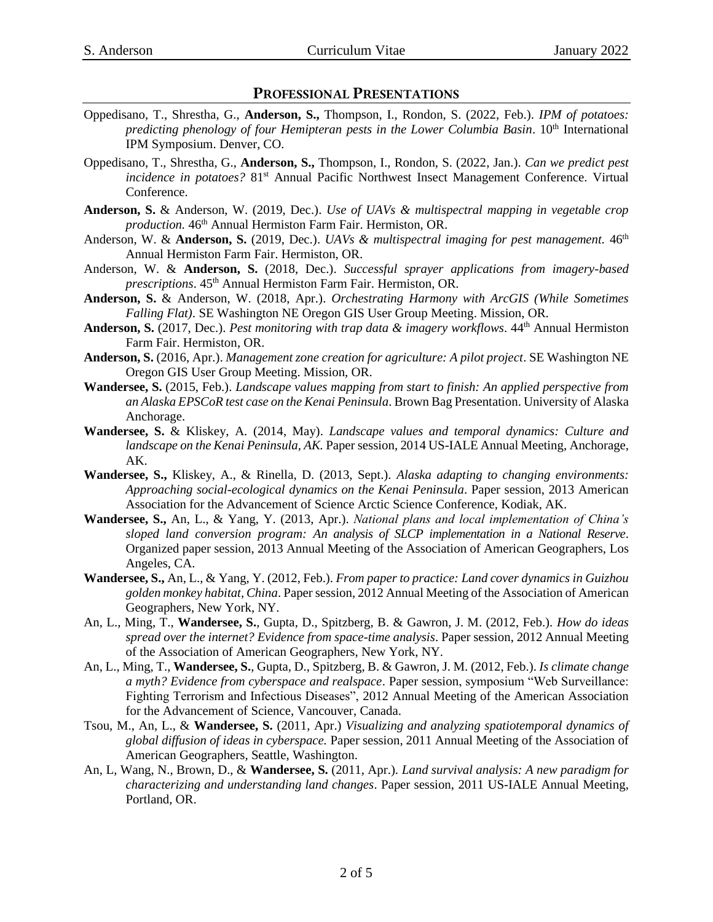## PROFESSIONAL PRESENTATIONS

Oppedisano, T., Shrestha, G., **Anderson, S.,** Thompson, I., Rondon, S. (2022, Feb.). *IPM of potatoes: predicting phenology of four Hemipteran pests in the Lower Columbia Basin*. 10th International IPM Symposium. Denver, CO.

Oppedisano, T., Shrestha, G., **Anderson, S.,** Thompson, I., Rondon, S. (2022, Jan.). *Can we predict pest incidence in potatoes?* 81st Annual Pacific Northwest Insect Management Conference. Virtual Conference.

**Anderson, S.** & Anderson, W. (2019, Dec.). *Use of UAVs & multispectral mapping in vegetable crop production.* 46th Annual Hermiston Farm Fair. Hermiston, OR.

Anderson, W. & **Anderson, S.** (2019, Dec.). *UAVs & multispectral imaging for pest management*. 46th Annual Hermiston Farm Fair. Hermiston, OR.

Anderson, W. & **Anderson, S.** (2018, Dec.). *Successful sprayer applications from imagery-based prescriptions*. 45th Annual Hermiston Farm Fair. Hermiston, OR.

**Anderson, S.** & Anderson, W. (2018, Apr.). *Orchestrating Harmony with ArcGIS (While Sometimes Falling Flat)*. SE Washington NE Oregon GIS User Group Meeting. Mission, OR.

**Anderson, S.** (2017, Dec.). *Pest monitoring with trap data & imagery workflows*. 44th Annual Hermiston Farm Fair. Hermiston, OR.

**Anderson, S.** (2016, Apr.). *Management zone creation for agriculture: A pilot project*. SE Washington NE Oregon GIS User Group Meeting. Mission, OR.

**Wandersee, S.** (2015, Feb.). *Landscape values mapping from start to finish: An applied perspective from an Alaska EPSCoR test case on the Kenai Peninsula*. Brown Bag Presentation. University of Alaska Anchorage.

**Wandersee, S.** & Kliskey, A. (2014, May). *Landscape values and temporal dynamics: Culture and landscape on the Kenai Peninsula, AK.* Paper session, 2014 US-IALE Annual Meeting, Anchorage, AK.

**Wandersee, S.,** Kliskey, A., & Rinella, D. (2013, Sept.). *Alaska adapting to changing environments: Approaching social-ecological dynamics on the Kenai Peninsula*. Paper session, 2013 American Association for the Advancement of Science Arctic Science Conference, Kodiak, AK.

**Wandersee, S.,** An, L., & Yang, Y. (2013, Apr.). *National plans and local implementation of China's sloped land conversion program: An analysis of SLCP implementation in a National Reserve*. Organized paper session, 2013 Annual Meeting of the Association of American Geographers, Los Angeles, CA.

**Wandersee, S.,** An, L., & Yang, Y. (2012, Feb.). *From paper to practice: Land cover dynamics in Guizhou golden monkey habitat, China*. Paper session, 2012 Annual Meeting of the Association of American Geographers, New York, NY.

An, L., Ming, T., **Wandersee, S.**, Gupta, D., Spitzberg, B. & Gawron, J. M. (2012, Feb.). *How do ideas spread over the internet? Evidence from space-time analysis*. Paper session, 2012 Annual Meeting of the Association of American Geographers, New York, NY.

An, L., Ming, T., **Wandersee, S.**, Gupta, D., Spitzberg, B. & Gawron, J. M. (2012, Feb.). *Is climate change a myth? Evidence from cyberspace and realspace*. Paper session, symposium "Web Surveillance: Fighting Terrorism and Infectious Diseases", 2012 Annual Meeting of the American Association for the Advancement of Science, Vancouver, Canada.

Tsou, M., An, L., & **Wandersee, S.** (2011, Apr.) *Visualizing and analyzing spatiotemporal dynamics of global diffusion of ideas in cyberspace.* Paper session, 2011 Annual Meeting of the Association of American Geographers, Seattle, Washington.

An, L, Wang, N., Brown, D., & **Wandersee, S.** (2011, Apr.). *Land survival analysis: A new paradigm for characterizing and understanding land changes*. Paper session, 2011 US-IALE Annual Meeting, Portland, OR.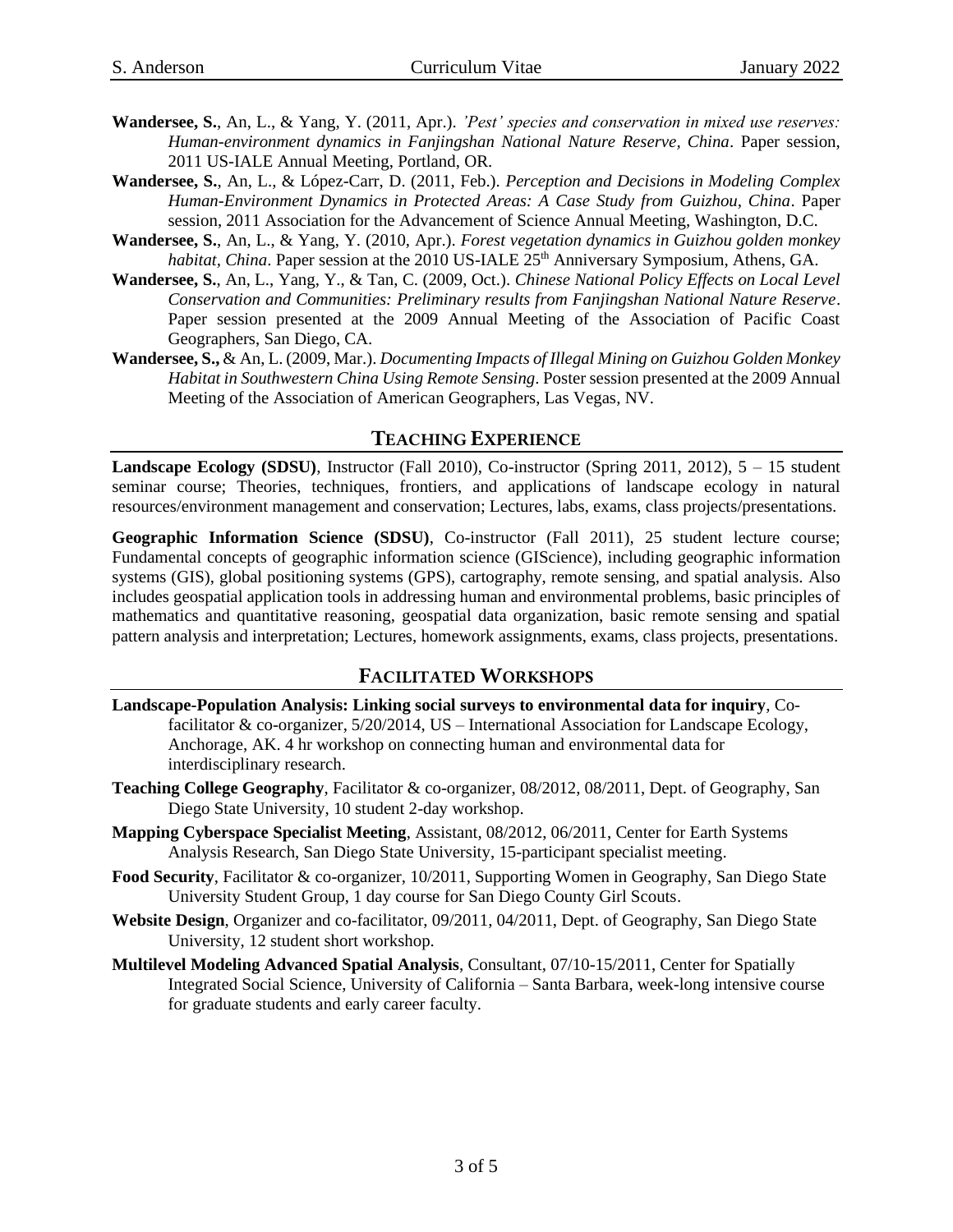**Wandersee, S.**, An, L., & Yang, Y. (2011, Apr.). *'Pest' species and conservation in mixed use reserves: Human-environment dynamics in Fanjingshan National Nature Reserve, China*. Paper session, 2011 US-IALE Annual Meeting, Portland, OR.

**Wandersee, S.**, An, L., & López-Carr, D. (2011, Feb.). *Perception and Decisions in Modeling Complex Human-Environment Dynamics in Protected Areas: A Case Study from Guizhou, China*. Paper session, 2011 Association for the Advancement of Science Annual Meeting, Washington, D.C.

**Wandersee, S.**, An, L., & Yang, Y. (2010, Apr.). *Forest vegetation dynamics in Guizhou golden monkey habitat, China*. Paper session at the 2010 US-IALE 25th Anniversary Symposium, Athens, GA.

**Wandersee, S.**, An, L., Yang, Y., & Tan, C. (2009, Oct.). *Chinese National Policy Effects on Local Level Conservation and Communities: Preliminary results from Fanjingshan National Nature Reserve*. Paper session presented at the 2009 Annual Meeting of the Association of Pacific Coast Geographers, San Diego, CA.

**Wandersee, S.,** & An, L. (2009, Mar.). *Documenting Impacts of Illegal Mining on Guizhou Golden Monkey Habitat in Southwestern China Using Remote Sensing*. Poster session presented at the 2009 Annual Meeting of the Association of American Geographers, Las Vegas, NV.

## TEACHING EXPERIENCE

**Landscape Ecology (SDSU)**, Instructor (Fall 2010), Co-instructor (Spring 2011, 2012), 5 – 15 student seminar course; Theories, techniques, frontiers, and applications of landscape ecology in natural resources/environment management and conservation; Lectures, labs, exams, class projects/presentations.

**Geographic Information Science (SDSU)**, Co-instructor (Fall 2011), 25 student lecture course; Fundamental concepts of geographic information science (GIScience), including geographic information systems (GIS), global positioning systems (GPS), cartography, remote sensing, and spatial analysis. Also includes geospatial application tools in addressing human and environmental problems, basic principles of mathematics and quantitative reasoning, geospatial data organization, basic remote sensing and spatial pattern analysis and interpretation; Lectures, homework assignments, exams, class projects, presentations.

## FACILITATED WORKSHOPS

**Landscape-Population Analysis: Linking social surveys to environmental data for inquiry**, Co-facilitator & co-organizer, 5/20/2014, US – International Association for Landscape Ecology, Anchorage, AK. 4 hr workshop on connecting human and environmental data for interdisciplinary research.

**Teaching College Geography**, Facilitator & co-organizer, 08/2012, 08/2011, Dept. of Geography, San Diego State University, 10 student 2-day workshop.

**Mapping Cyberspace Specialist Meeting**, Assistant, 08/2012, 06/2011, Center for Earth Systems Analysis Research, San Diego State University, 15-participant specialist meeting.

**Food Security**, Facilitator & co-organizer, 10/2011, Supporting Women in Geography, San Diego State University Student Group, 1 day course for San Diego County Girl Scouts.

**Website Design**, Organizer and co-facilitator, 09/2011, 04/2011, Dept. of Geography, San Diego State University, 12 student short workshop.

**Multilevel Modeling Advanced Spatial Analysis**, Consultant, 07/10-15/2011, Center for Spatially Integrated Social Science, University of California – Santa Barbara, week-long intensive course for graduate students and early career faculty.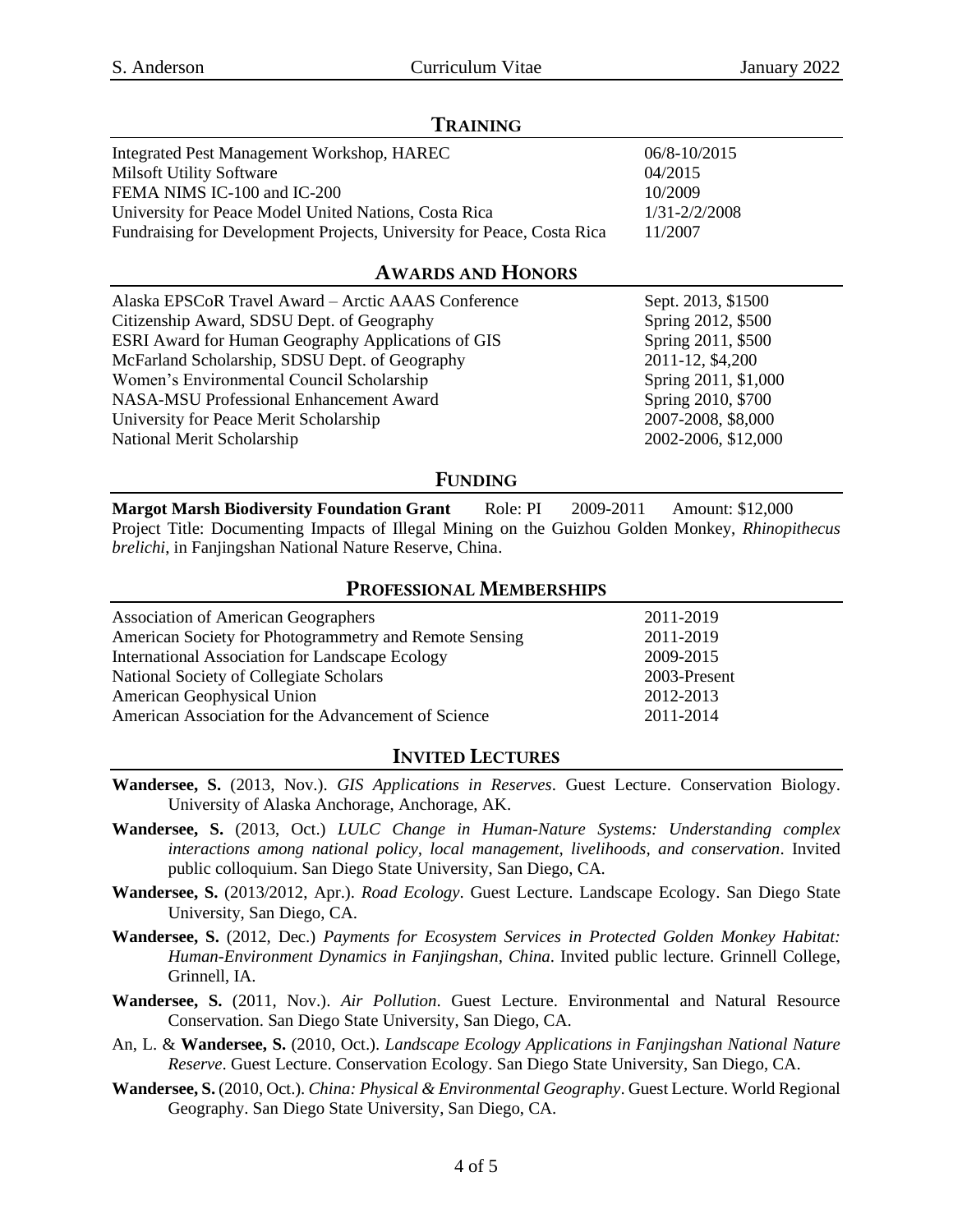## Training

| | |
|---|---|
| Integrated Pest Management Workshop, HAREC | 06/8-10/2015 |
| Milsoft Utility Software | 04/2015 |
| FEMA NIMS IC-100 and IC-200 | 10/2009 |
| University for Peace Model United Nations, Costa Rica | 1/31-2/2/2008 |
| Fundraising for Development Projects, University for Peace, Costa Rica | 11/2007 |

## Awards and Honors

| | |
|---|---|
| Alaska EPSCoR Travel Award – Arctic AAAS Conference | Sept. 2013, $1500 |
| Citizenship Award, SDSU Dept. of Geography | Spring 2012, $500 |
| ESRI Award for Human Geography Applications of GIS | Spring 2011, $500 |
| McFarland Scholarship, SDSU Dept. of Geography | 2011-12, $4,200 |
| Women's Environmental Council Scholarship | Spring 2011, $1,000 |
| NASA-MSU Professional Enhancement Award | Spring 2010, $700 |
| University for Peace Merit Scholarship | 2007-2008, $8,000 |
| National Merit Scholarship | 2002-2006, $12,000 |

## Funding

**Margot Marsh Biodiversity Foundation Grant** Role: PI 2009-2011 Amount: $12,000
Project Title: Documenting Impacts of Illegal Mining on the Guizhou Golden Monkey, *Rhinopithecus brelichi*, in Fanjingshan National Nature Reserve, China.

## Professional Memberships

| | |
|---|---|
| Association of American Geographers | 2011-2019 |
| American Society for Photogrammetry and Remote Sensing | 2011-2019 |
| International Association for Landscape Ecology | 2009-2015 |
| National Society of Collegiate Scholars | 2003-Present |
| American Geophysical Union | 2012-2013 |
| American Association for the Advancement of Science | 2011-2014 |

## Invited Lectures

**Wandersee, S.** (2013, Nov.). *GIS Applications in Reserves*. Guest Lecture. Conservation Biology. University of Alaska Anchorage, Anchorage, AK.

**Wandersee, S.** (2013, Oct.) *LULC Change in Human-Nature Systems: Understanding complex interactions among national policy, local management, livelihoods, and conservation*. Invited public colloquium. San Diego State University, San Diego, CA.

**Wandersee, S.** (2013/2012, Apr.). *Road Ecology*. Guest Lecture. Landscape Ecology. San Diego State University, San Diego, CA.

**Wandersee, S.** (2012, Dec.) *Payments for Ecosystem Services in Protected Golden Monkey Habitat: Human-Environment Dynamics in Fanjingshan, China*. Invited public lecture. Grinnell College, Grinnell, IA.

**Wandersee, S.** (2011, Nov.). *Air Pollution*. Guest Lecture. Environmental and Natural Resource Conservation. San Diego State University, San Diego, CA.

An, L. & **Wandersee, S.** (2010, Oct.). *Landscape Ecology Applications in Fanjingshan National Nature Reserve*. Guest Lecture. Conservation Ecology. San Diego State University, San Diego, CA.

**Wandersee, S.** (2010, Oct.). *China: Physical & Environmental Geography*. Guest Lecture. World Regional Geography. San Diego State University, San Diego, CA.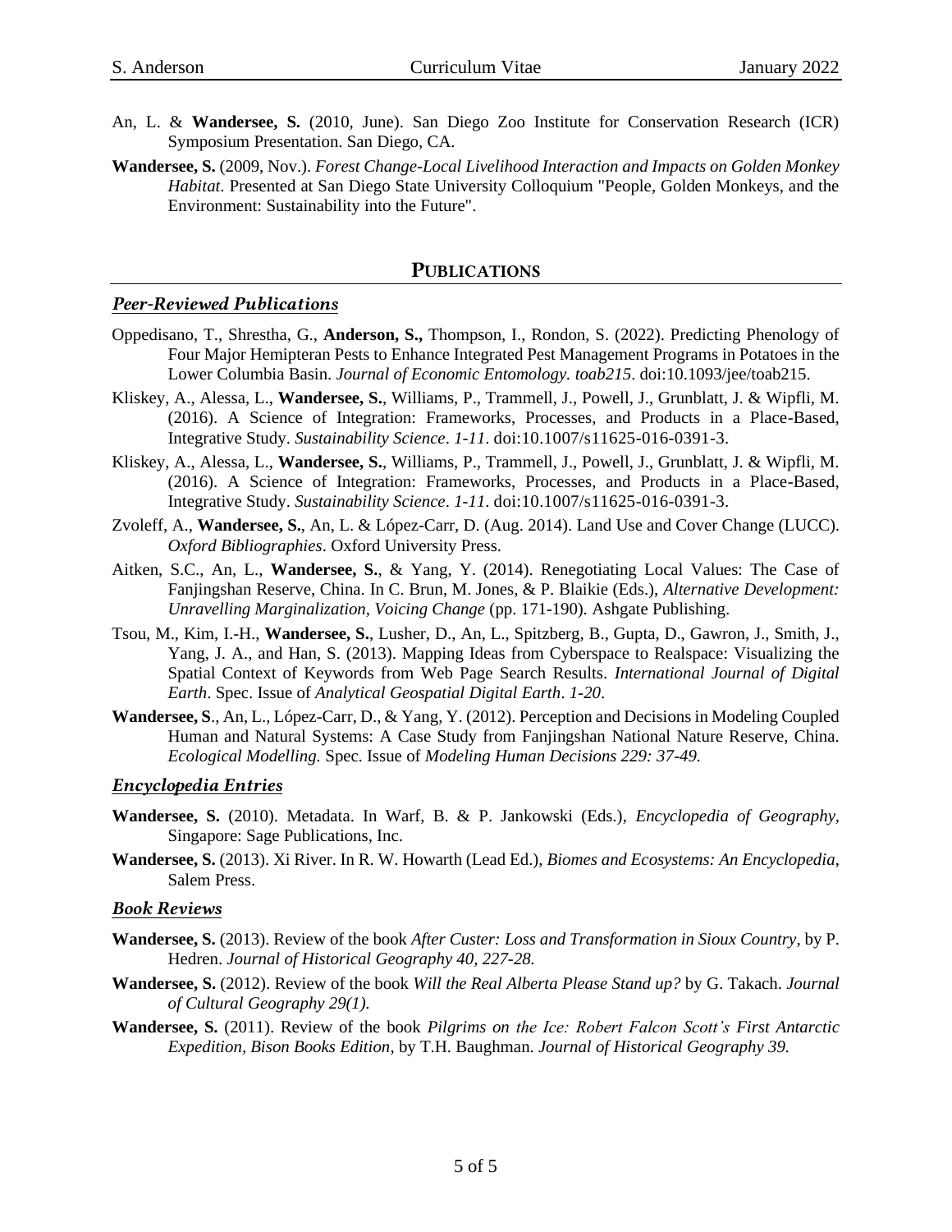An, L. & **Wandersee, S.** (2010, June). San Diego Zoo Institute for Conservation Research (ICR) Symposium Presentation. San Diego, CA.

**Wandersee, S.** (2009, Nov.). *Forest Change-Local Livelihood Interaction and Impacts on Golden Monkey Habitat*. Presented at San Diego State University Colloquium "People, Golden Monkeys, and the Environment: Sustainability into the Future".

## PUBLICATIONS

### *Peer-Reviewed Publications*

Oppedisano, T., Shrestha, G., **Anderson, S.,** Thompson, I., Rondon, S. (2022). Predicting Phenology of Four Major Hemipteran Pests to Enhance Integrated Pest Management Programs in Potatoes in the Lower Columbia Basin. *Journal of Economic Entomology. toab215*. doi:10.1093/jee/toab215.

Kliskey, A., Alessa, L., **Wandersee, S.**, Williams, P., Trammell, J., Powell, J., Grunblatt, J. & Wipfli, M. (2016). A Science of Integration: Frameworks, Processes, and Products in a Place-Based, Integrative Study. *Sustainability Science*. *1-11*. doi:10.1007/s11625-016-0391-3.

Kliskey, A., Alessa, L., **Wandersee, S.**, Williams, P., Trammell, J., Powell, J., Grunblatt, J. & Wipfli, M. (2016). A Science of Integration: Frameworks, Processes, and Products in a Place-Based, Integrative Study. *Sustainability Science*. *1-11*. doi:10.1007/s11625-016-0391-3.

Zvoleff, A., **Wandersee, S.**, An, L. & López-Carr, D. (Aug. 2014). Land Use and Cover Change (LUCC). *Oxford Bibliographies*. Oxford University Press.

Aitken, S.C., An, L., **Wandersee, S.**, & Yang, Y. (2014). Renegotiating Local Values: The Case of Fanjingshan Reserve, China. In C. Brun, M. Jones, & P. Blaikie (Eds.), *Alternative Development: Unravelling Marginalization, Voicing Change* (pp. 171-190). Ashgate Publishing.

Tsou, M., Kim, I.-H., **Wandersee, S.**, Lusher, D., An, L., Spitzberg, B., Gupta, D., Gawron, J., Smith, J., Yang, J. A., and Han, S. (2013). Mapping Ideas from Cyberspace to Realspace: Visualizing the Spatial Context of Keywords from Web Page Search Results. *International Journal of Digital Earth*. Spec. Issue of *Analytical Geospatial Digital Earth*. *1-20*.

**Wandersee, S**., An, L., López-Carr, D., & Yang, Y. (2012). Perception and Decisions in Modeling Coupled Human and Natural Systems: A Case Study from Fanjingshan National Nature Reserve, China. *Ecological Modelling.* Spec. Issue of *Modeling Human Decisions 229: 37-49.*

### *Encyclopedia Entries*

**Wandersee, S.** (2010). Metadata. In Warf, B. & P. Jankowski (Eds.), *Encyclopedia of Geography,* Singapore: Sage Publications, Inc.

**Wandersee, S.** (2013). Xi River. In R. W. Howarth (Lead Ed.), *Biomes and Ecosystems: An Encyclopedia*, Salem Press.

### *Book Reviews*

**Wandersee, S.** (2013). Review of the book *After Custer: Loss and Transformation in Sioux Country*, by P. Hedren. *Journal of Historical Geography 40, 227-28.*

**Wandersee, S.** (2012). Review of the book *Will the Real Alberta Please Stand up?* by G. Takach. *Journal of Cultural Geography 29(1).*

**Wandersee, S.** (2011). Review of the book *Pilgrims on the Ice: Robert Falcon Scott's First Antarctic Expedition, Bison Books Edition*, by T.H. Baughman. *Journal of Historical Geography 39.*